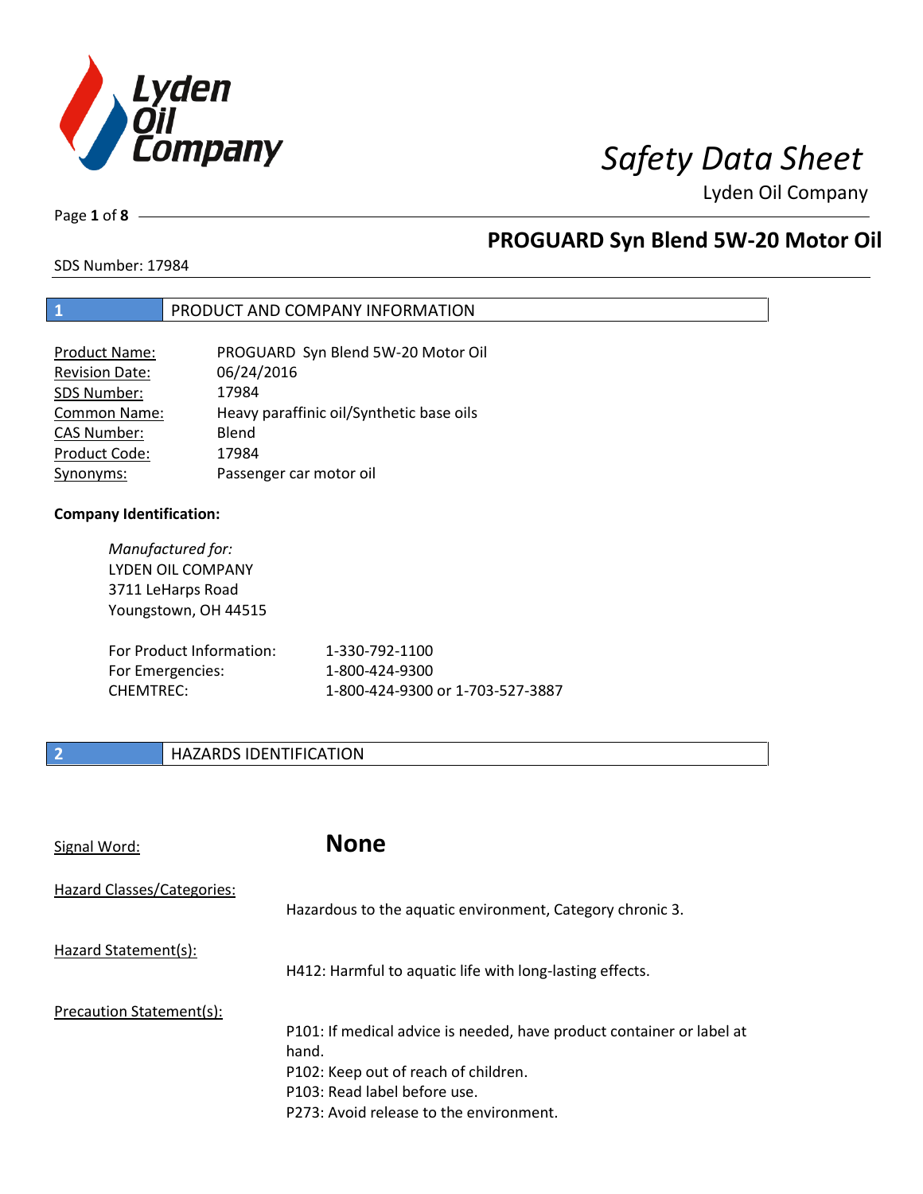# Safety Data Sheet

Lyden Oil Company

## PROGUARD Syn Blend 5W-20 Motor Oil

SDS Number: 17984

## 1 PRODUCT AND COMPANY INFORMATION

| | |
|---|---|
| Product Name: | PROGUARD Syn Blend 5W-20 Motor Oil |
| Revision Date: | 06/24/2016 |
| SDS Number: | 17984 |
| Common Name: | Heavy paraffinic oil/Synthetic base oils |
| CAS Number: | Blend |
| Product Code: | 17984 |
| Synonyms: | Passenger car motor oil |

**Company Identification:**

*Manufactured for:*
LYDEN OIL COMPANY
3711 LeHarps Road
Youngstown, OH 44515

| | |
|---|---|
| For Product Information: | 1-330-792-1100 |
| For Emergencies: | 1-800-424-9300 |
| CHEMTREC: | 1-800-424-9300 or 1-703-527-3887 |

## 2 HAZARDS IDENTIFICATION

Signal Word: **None**

Hazard Classes/Categories:

Hazardous to the aquatic environment, Category chronic 3.

Hazard Statement(s):

H412: Harmful to aquatic life with long-lasting effects.

Precaution Statement(s):

P101: If medical advice is needed, have product container or label at hand.
P102: Keep out of reach of children.
P103: Read label before use.
P273: Avoid release to the environment.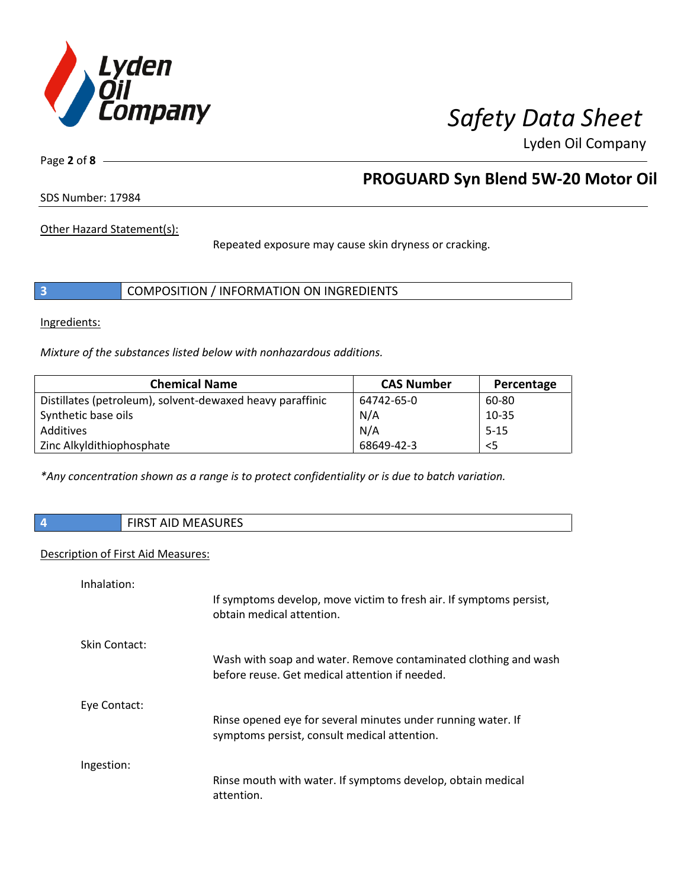Other Hazard Statement(s):

Repeated exposure may cause skin dryness or cracking.

## 3 COMPOSITION / INFORMATION ON INGREDIENTS

Ingredients:

*Mixture of the substances listed below with nonhazardous additions.*

| Chemical Name | CAS Number | Percentage |
|---|---|---|
| Distillates (petroleum), solvent-dewaxed heavy paraffinic | 64742-65-0 | 60-80 |
| Synthetic base oils | N/A | 10-35 |
| Additives | N/A | 5-15 |
| Zinc Alkyldithiophosphate | 68649-42-3 | <5 |

*\*Any concentration shown as a range is to protect confidentiality or is due to batch variation.*

## 4 FIRST AID MEASURES

Description of First Aid Measures:

Inhalation:

If symptoms develop, move victim to fresh air. If symptoms persist, obtain medical attention.

Skin Contact:

Wash with soap and water. Remove contaminated clothing and wash before reuse. Get medical attention if needed.

Eye Contact:

Rinse opened eye for several minutes under running water. If symptoms persist, consult medical attention.

Ingestion:

Rinse mouth with water. If symptoms develop, obtain medical attention.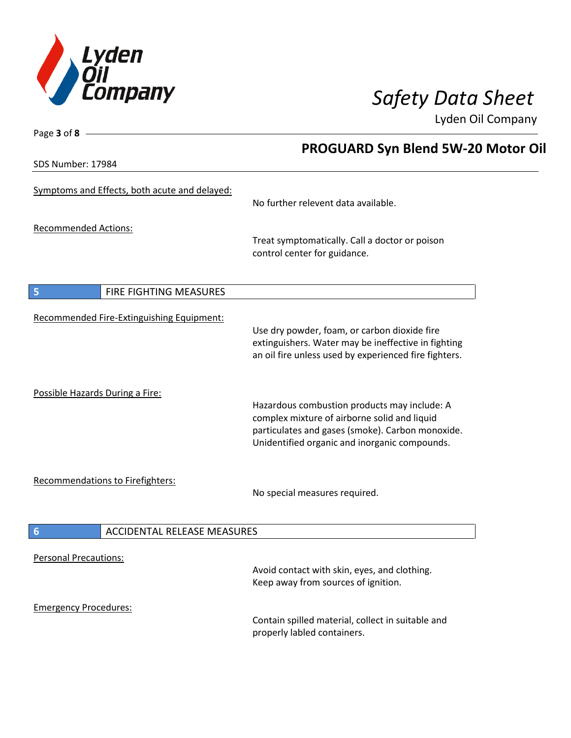Symptoms and Effects, both acute and delayed:

No further relevent data available.

Recommended Actions:

Treat symptomatically. Call a doctor or poison control center for guidance.

## 5 FIRE FIGHTING MEASURES

Recommended Fire-Extinguishing Equipment:

Use dry powder, foam, or carbon dioxide fire extinguishers. Water may be ineffective in fighting an oil fire unless used by experienced fire fighters.

Possible Hazards During a Fire:

Hazardous combustion products may include: A complex mixture of airborne solid and liquid particulates and gases (smoke). Carbon monoxide. Unidentified organic and inorganic compounds.

Recommendations to Firefighters:

No special measures required.

## 6 ACCIDENTAL RELEASE MEASURES

Personal Precautions:

Avoid contact with skin, eyes, and clothing. Keep away from sources of ignition.

Emergency Procedures:

Contain spilled material, collect in suitable and properly labled containers.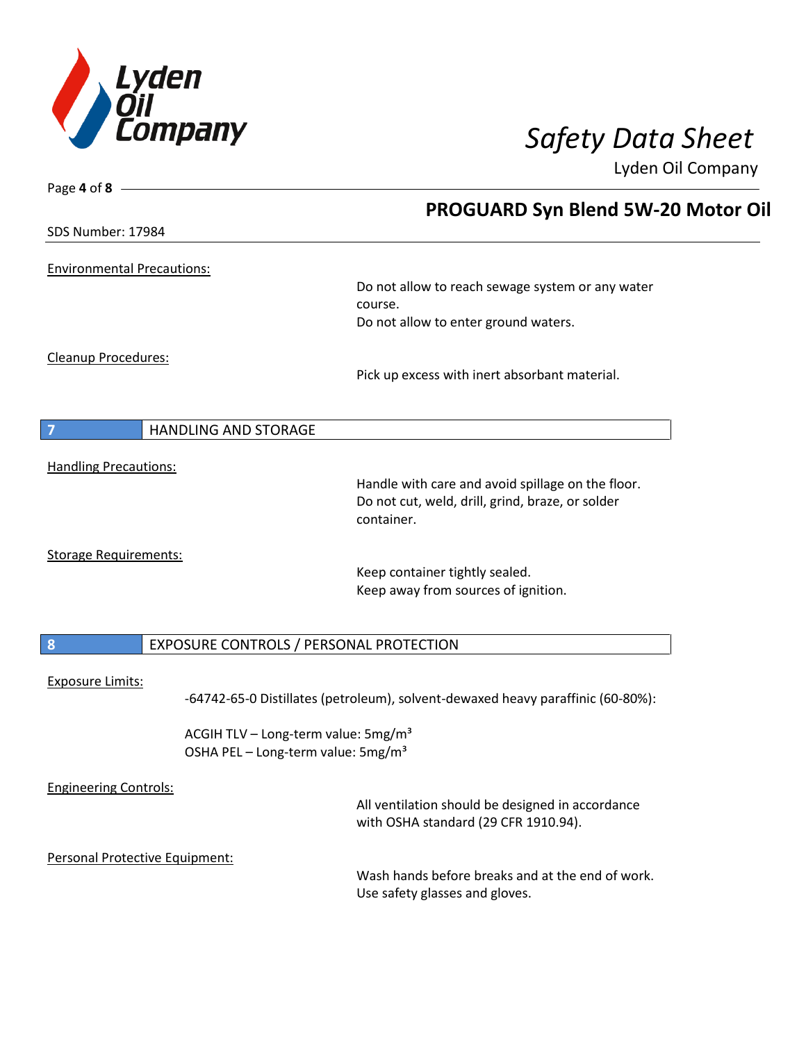**Environmental Precautions:**

Do not allow to reach sewage system or any water course.
Do not allow to enter ground waters.

**Cleanup Procedures:**

Pick up excess with inert absorbant material.

## 7 HANDLING AND STORAGE

**Handling Precautions:**

Handle with care and avoid spillage on the floor.
Do not cut, weld, drill, grind, braze, or solder container.

**Storage Requirements:**

Keep container tightly sealed.
Keep away from sources of ignition.

## 8 EXPOSURE CONTROLS / PERSONAL PROTECTION

**Exposure Limits:**

-64742-65-0 Distillates (petroleum), solvent-dewaxed heavy paraffinic (60-80%):

ACGIH TLV – Long-term value: 5mg/m³
OSHA PEL – Long-term value: 5mg/m³

**Engineering Controls:**

All ventilation should be designed in accordance with OSHA standard (29 CFR 1910.94).

**Personal Protective Equipment:**

Wash hands before breaks and at the end of work.
Use safety glasses and gloves.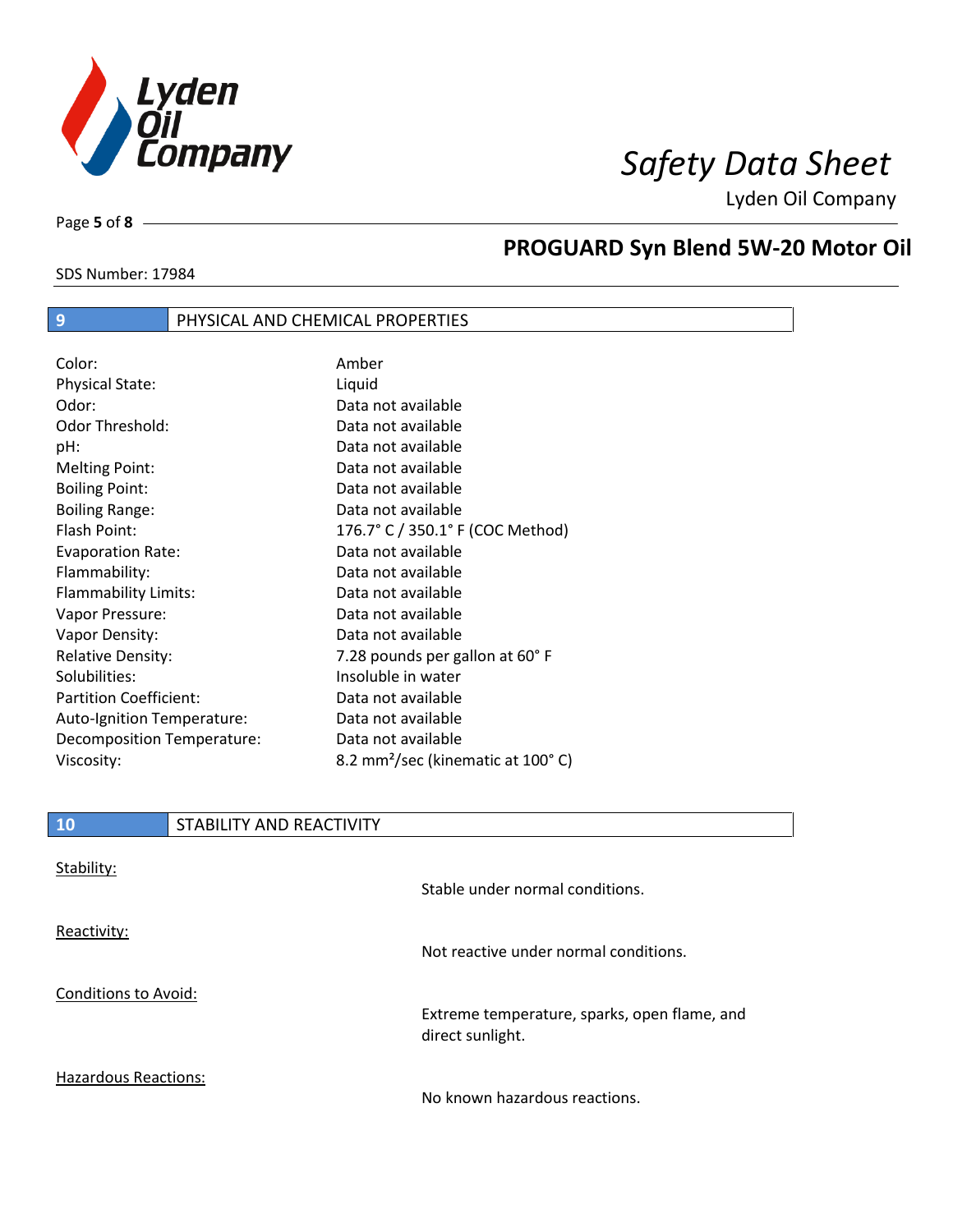## 9 PHYSICAL AND CHEMICAL PROPERTIES

| Property | Value |
|---|---|
| Color: | Amber |
| Physical State: | Liquid |
| Odor: | Data not available |
| Odor Threshold: | Data not available |
| pH: | Data not available |
| Melting Point: | Data not available |
| Boiling Point: | Data not available |
| Boiling Range: | Data not available |
| Flash Point: | 176.7° C / 350.1° F (COC Method) |
| Evaporation Rate: | Data not available |
| Flammability: | Data not available |
| Flammability Limits: | Data not available |
| Vapor Pressure: | Data not available |
| Vapor Density: | Data not available |
| Relative Density: | 7.28 pounds per gallon at 60° F |
| Solubilities: | Insoluble in water |
| Partition Coefficient: | Data not available |
| Auto-Ignition Temperature: | Data not available |
| Decomposition Temperature: | Data not available |
| Viscosity: | 8.2 $mm^2$/sec (kinematic at 100° C) |

## 10 STABILITY AND REACTIVITY

Stability:

Stable under normal conditions.

Reactivity:

Not reactive under normal conditions.

Conditions to Avoid:

Extreme temperature, sparks, open flame, and direct sunlight.

Hazardous Reactions:

No known hazardous reactions.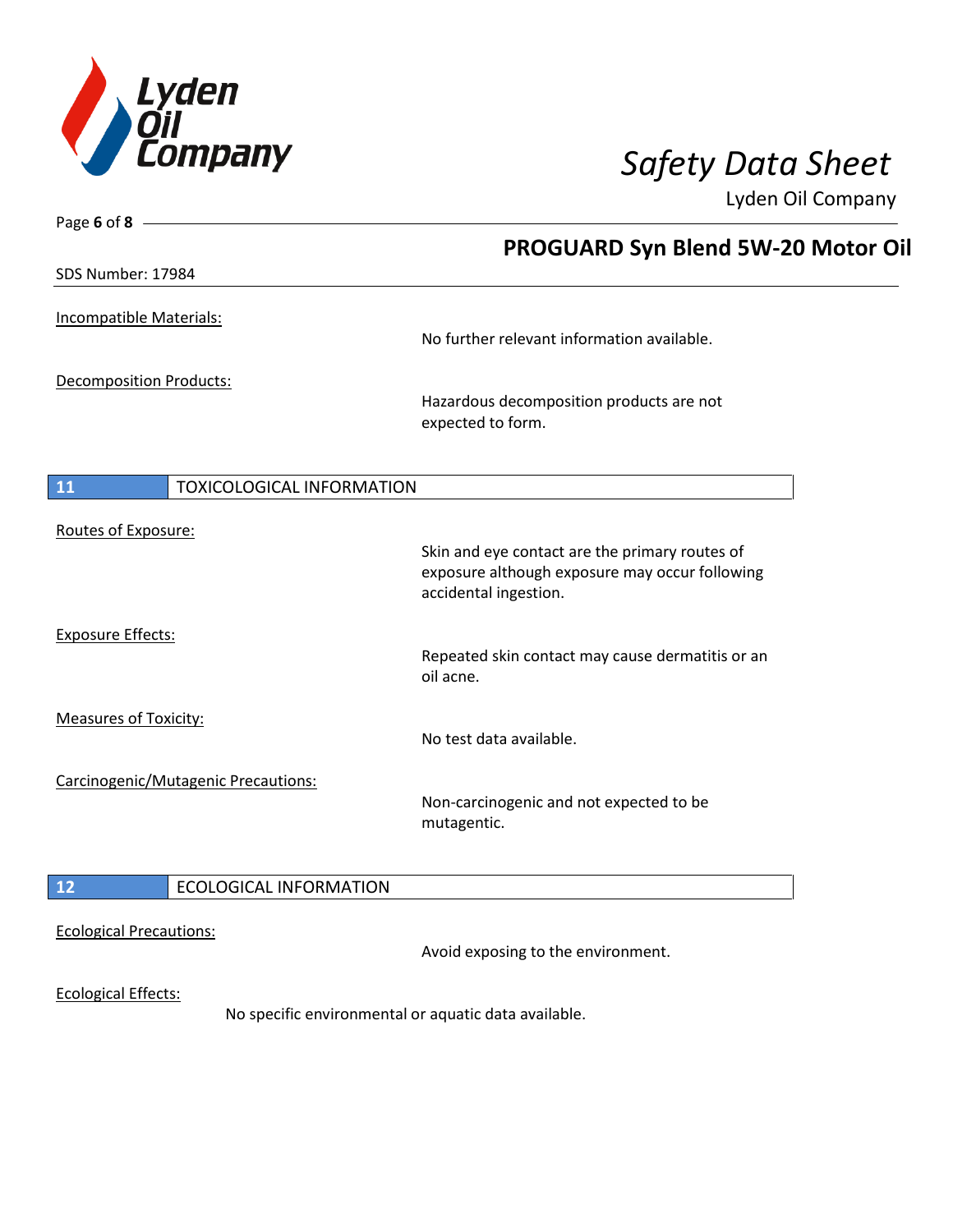Incompatible Materials:

No further relevant information available.

Decomposition Products:

Hazardous decomposition products are not expected to form.

## 11 TOXICOLOGICAL INFORMATION

Routes of Exposure:

Skin and eye contact are the primary routes of exposure although exposure may occur following accidental ingestion.

Exposure Effects:

Repeated skin contact may cause dermatitis or an oil acne.

Measures of Toxicity:

No test data available.

Carcinogenic/Mutagenic Precautions:

Non-carcinogenic and not expected to be mutagentic.

## 12 ECOLOGICAL INFORMATION

Ecological Precautions:

Avoid exposing to the environment.

Ecological Effects:

No specific environmental or aquatic data available.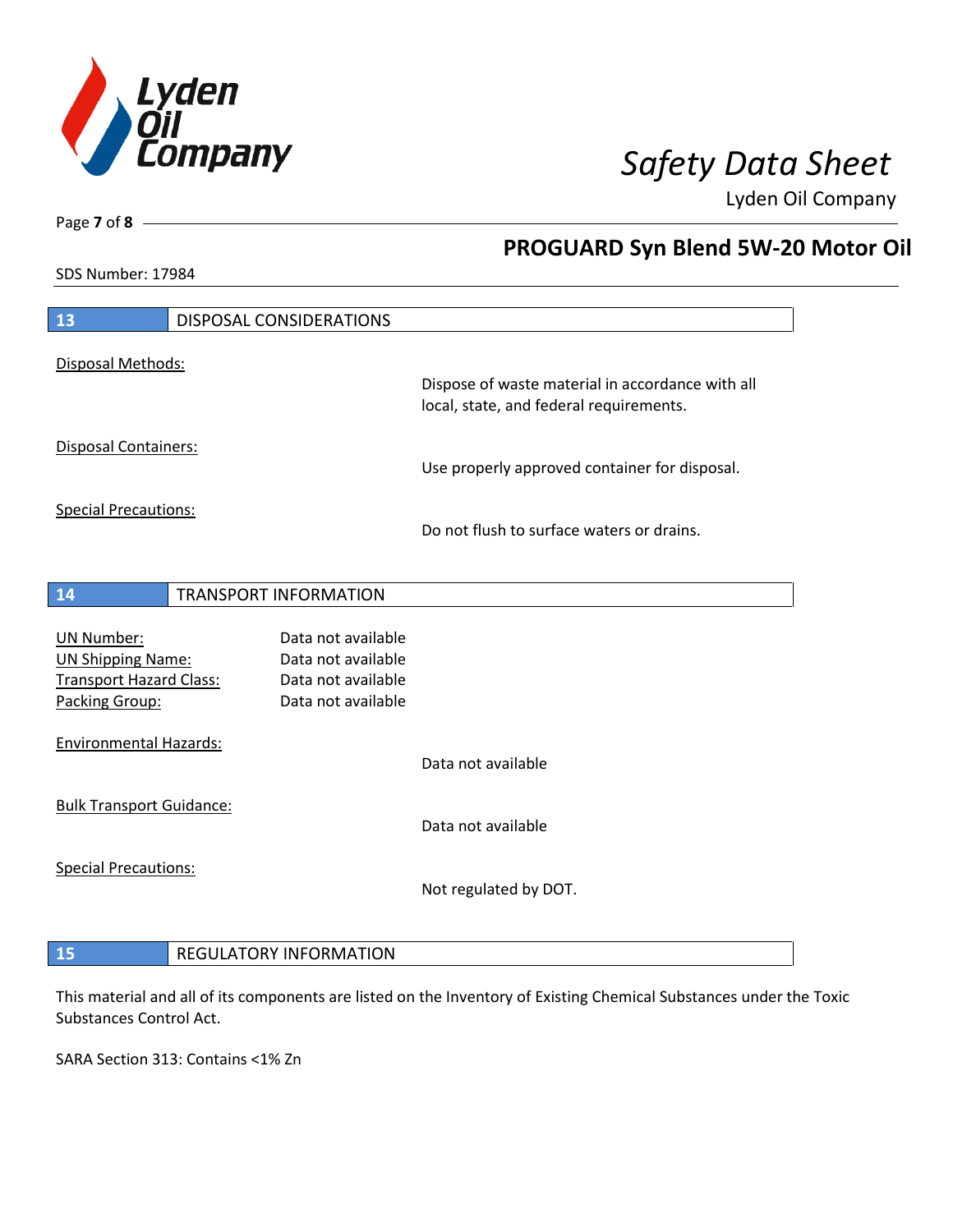## 13 DISPOSAL CONSIDERATIONS

Disposal Methods:

Dispose of waste material in accordance with all local, state, and federal requirements.

Disposal Containers:

Use properly approved container for disposal.

Special Precautions:

Do not flush to surface waters or drains.

## 14 TRANSPORT INFORMATION

| | |
|---|---|
| UN Number: | Data not available |
| UN Shipping Name: | Data not available |
| Transport Hazard Class: | Data not available |
| Packing Group: | Data not available |

Environmental Hazards:

Data not available

Bulk Transport Guidance:

Data not available

Special Precautions:

Not regulated by DOT.

## 15 REGULATORY INFORMATION

This material and all of its components are listed on the Inventory of Existing Chemical Substances under the Toxic Substances Control Act.

SARA Section 313: Contains <1% Zn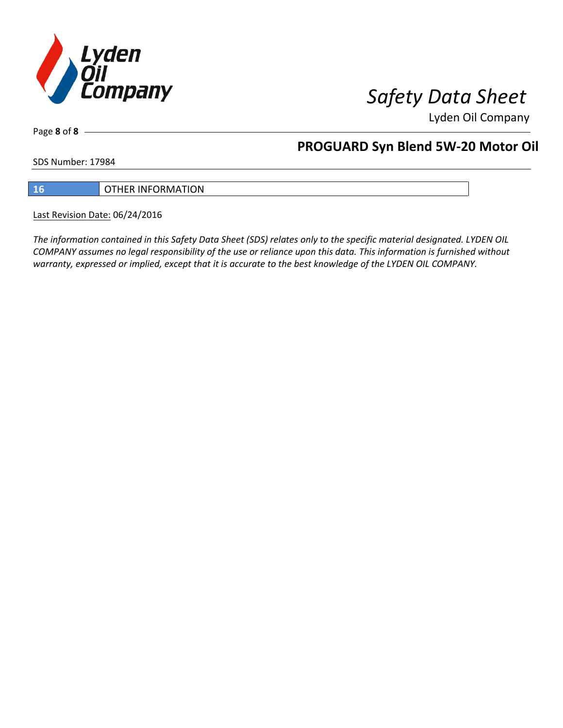## 16 OTHER INFORMATION

Last Revision Date: 06/24/2016

*The information contained in this Safety Data Sheet (SDS) relates only to the specific material designated. LYDEN OIL COMPANY assumes no legal responsibility of the use or reliance upon this data. This information is furnished without warranty, expressed or implied, except that it is accurate to the best knowledge of the LYDEN OIL COMPANY.*